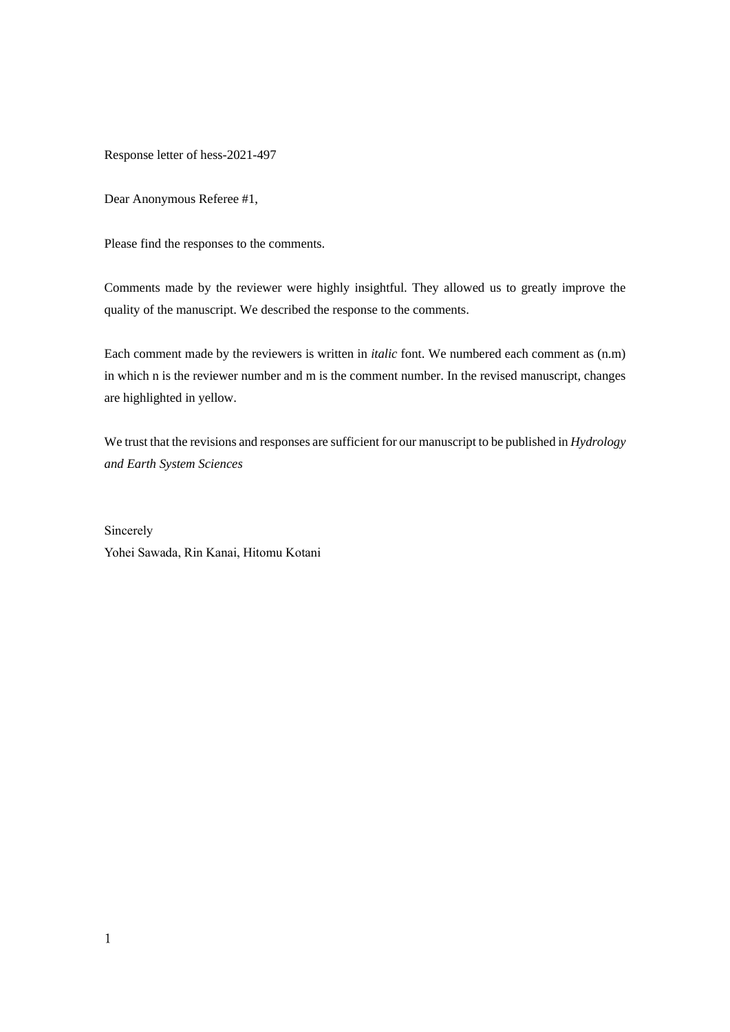Response letter of hess-2021-497

Dear Anonymous Referee #1,

Please find the responses to the comments.

Comments made by the reviewer were highly insightful. They allowed us to greatly improve the quality of the manuscript. We described the response to the comments.

Each comment made by the reviewers is written in *italic* font. We numbered each comment as (n.m) in which n is the reviewer number and m is the comment number. In the revised manuscript, changes are highlighted in yellow.

We trust that the revisions and responses are sufficient for our manuscript to be published in *Hydrology and Earth System Sciences*

Sincerely

Yohei Sawada, Rin Kanai, Hitomu Kotani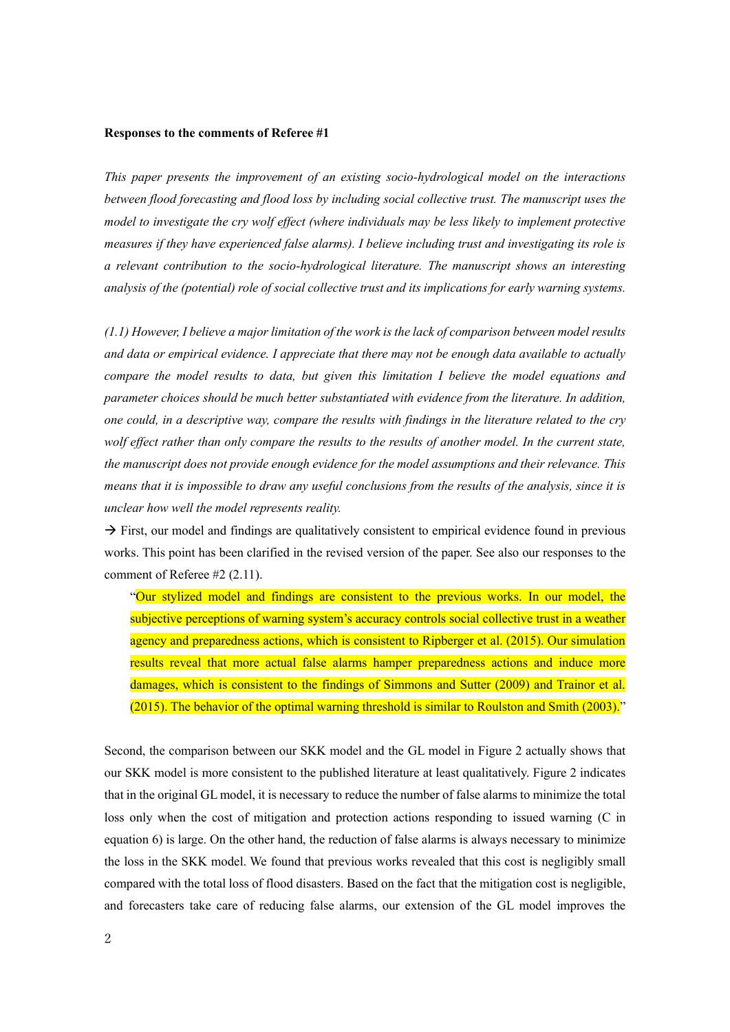**Responses to the comments of Referee #1**

*This paper presents the improvement of an existing socio-hydrological model on the interactions between flood forecasting and flood loss by including social collective trust. The manuscript uses the model to investigate the cry wolf effect (where individuals may be less likely to implement protective measures if they have experienced false alarms). I believe including trust and investigating its role is a relevant contribution to the socio-hydrological literature. The manuscript shows an interesting analysis of the (potential) role of social collective trust and its implications for early warning systems.*

*(1.1) However, I believe a major limitation of the work is the lack of comparison between model results and data or empirical evidence. I appreciate that there may not be enough data available to actually compare the model results to data, but given this limitation I believe the model equations and parameter choices should be much better substantiated with evidence from the literature. In addition, one could, in a descriptive way, compare the results with findings in the literature related to the cry wolf effect rather than only compare the results to the results of another model. In the current state, the manuscript does not provide enough evidence for the model assumptions and their relevance. This means that it is impossible to draw any useful conclusions from the results of the analysis, since it is unclear how well the model represents reality.*

→ First, our model and findings are qualitatively consistent to empirical evidence found in previous works. This point has been clarified in the revised version of the paper. See also our responses to the comment of Referee #2 (2.11).

> "Our stylized model and findings are consistent to the previous works. In our model, the subjective perceptions of warning system's accuracy controls social collective trust in a weather agency and preparedness actions, which is consistent to Ripberger et al. (2015). Our simulation results reveal that more actual false alarms hamper preparedness actions and induce more damages, which is consistent to the findings of Simmons and Sutter (2009) and Trainor et al. (2015). The behavior of the optimal warning threshold is similar to Roulston and Smith (2003)."

Second, the comparison between our SKK model and the GL model in Figure 2 actually shows that our SKK model is more consistent to the published literature at least qualitatively. Figure 2 indicates that in the original GL model, it is necessary to reduce the number of false alarms to minimize the total loss only when the cost of mitigation and protection actions responding to issued warning (C in equation 6) is large. On the other hand, the reduction of false alarms is always necessary to minimize the loss in the SKK model. We found that previous works revealed that this cost is negligibly small compared with the total loss of flood disasters. Based on the fact that the mitigation cost is negligible, and forecasters take care of reducing false alarms, our extension of the GL model improves the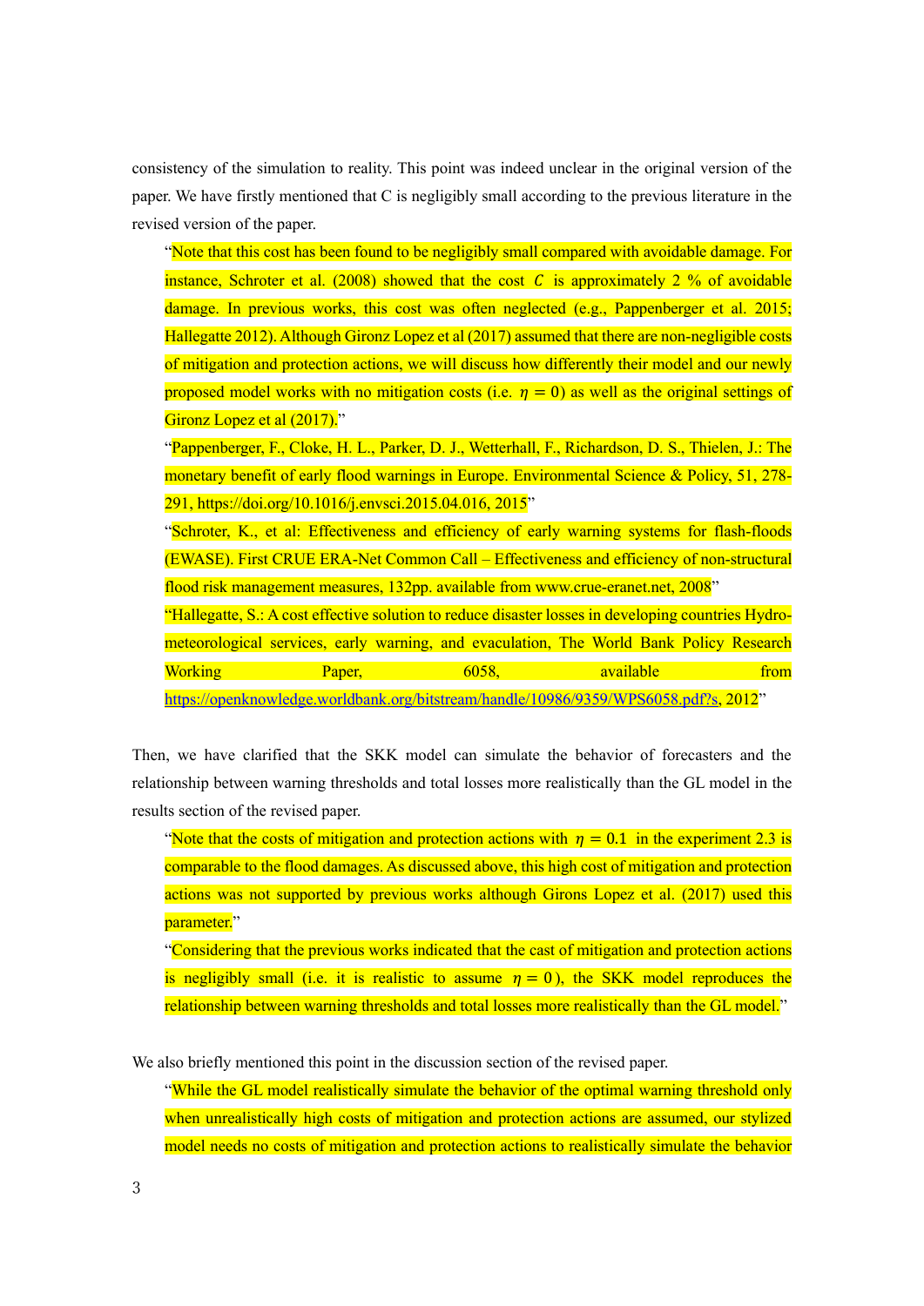consistency of the simulation to reality. This point was indeed unclear in the original version of the paper. We have firstly mentioned that C is negligibly small according to the previous literature in the revised version of the paper.

> "Note that this cost has been found to be negligibly small compared with avoidable damage. For instance, Schroter et al. (2008) showed that the cost $C$ is approximately 2 % of avoidable damage. In previous works, this cost was often neglected (e.g., Pappenberger et al. 2015; Hallegatte 2012). Although Gironz Lopez et al (2017) assumed that there are non-negligible costs of mitigation and protection actions, we will discuss how differently their model and our newly proposed model works with no mitigation costs (i.e. $\eta = 0$) as well as the original settings of Gironz Lopez et al (2017)."
>
> "Pappenberger, F., Cloke, H. L., Parker, D. J., Wetterhall, F., Richardson, D. S., Thielen, J.: The monetary benefit of early flood warnings in Europe. Environmental Science & Policy, 51, 278-291, https://doi.org/10.1016/j.envsci.2015.04.016, 2015"
>
> "Schroter, K., et al: Effectiveness and efficiency of early warning systems for flash-floods (EWASE). First CRUE ERA-Net Common Call – Effectiveness and efficiency of non-structural flood risk management measures, 132pp. available from www.crue-eranet.net, 2008"
>
> "Hallegatte, S.: A cost effective solution to reduce disaster losses in developing countries Hydro-meteorological services, early warning, and evaculation, The World Bank Policy Research Working Paper, 6058, available from https://openknowledge.worldbank.org/bitstream/handle/10986/9359/WPS6058.pdf?s, 2012"

Then, we have clarified that the SKK model can simulate the behavior of forecasters and the relationship between warning thresholds and total losses more realistically than the GL model in the results section of the revised paper.

> "Note that the costs of mitigation and protection actions with $\eta = 0.1$ in the experiment 2.3 is comparable to the flood damages. As discussed above, this high cost of mitigation and protection actions was not supported by previous works although Girons Lopez et al. (2017) used this parameter."
>
> "Considering that the previous works indicated that the cast of mitigation and protection actions is negligibly small (i.e. it is realistic to assume $\eta = 0$), the SKK model reproduces the relationship between warning thresholds and total losses more realistically than the GL model."

We also briefly mentioned this point in the discussion section of the revised paper.

> "While the GL model realistically simulate the behavior of the optimal warning threshold only when unrealistically high costs of mitigation and protection actions are assumed, our stylized model needs no costs of mitigation and protection actions to realistically simulate the behavior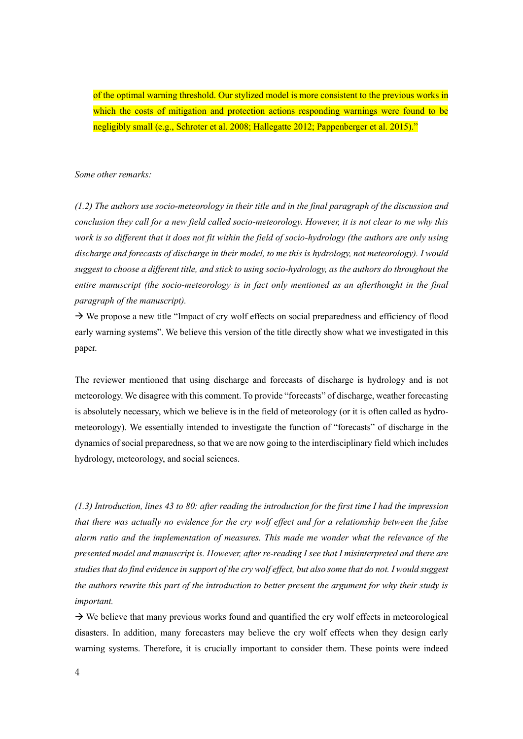of the optimal warning threshold. Our stylized model is more consistent to the previous works in which the costs of mitigation and protection actions responding warnings were found to be negligibly small (e.g., Schroter et al. 2008; Hallegatte 2012; Pappenberger et al. 2015)."

*Some other remarks:*

*(1.2) The authors use socio-meteorology in their title and in the final paragraph of the discussion and conclusion they call for a new field called socio-meteorology. However, it is not clear to me why this work is so different that it does not fit within the field of socio-hydrology (the authors are only using discharge and forecasts of discharge in their model, to me this is hydrology, not meteorology). I would suggest to choose a different title, and stick to using socio-hydrology, as the authors do throughout the entire manuscript (the socio-meteorology is in fact only mentioned as an afterthought in the final paragraph of the manuscript).*

→ We propose a new title "Impact of cry wolf effects on social preparedness and efficiency of flood early warning systems". We believe this version of the title directly show what we investigated in this paper.

The reviewer mentioned that using discharge and forecasts of discharge is hydrology and is not meteorology. We disagree with this comment. To provide "forecasts" of discharge, weather forecasting is absolutely necessary, which we believe is in the field of meteorology (or it is often called as hydro-meteorology). We essentially intended to investigate the function of "forecasts" of discharge in the dynamics of social preparedness, so that we are now going to the interdisciplinary field which includes hydrology, meteorology, and social sciences.

*(1.3) Introduction, lines 43 to 80: after reading the introduction for the first time I had the impression that there was actually no evidence for the cry wolf effect and for a relationship between the false alarm ratio and the implementation of measures. This made me wonder what the relevance of the presented model and manuscript is. However, after re-reading I see that I misinterpreted and there are studies that do find evidence in support of the cry wolf effect, but also some that do not. I would suggest the authors rewrite this part of the introduction to better present the argument for why their study is important.*

→ We believe that many previous works found and quantified the cry wolf effects in meteorological disasters. In addition, many forecasters may believe the cry wolf effects when they design early warning systems. Therefore, it is crucially important to consider them. These points were indeed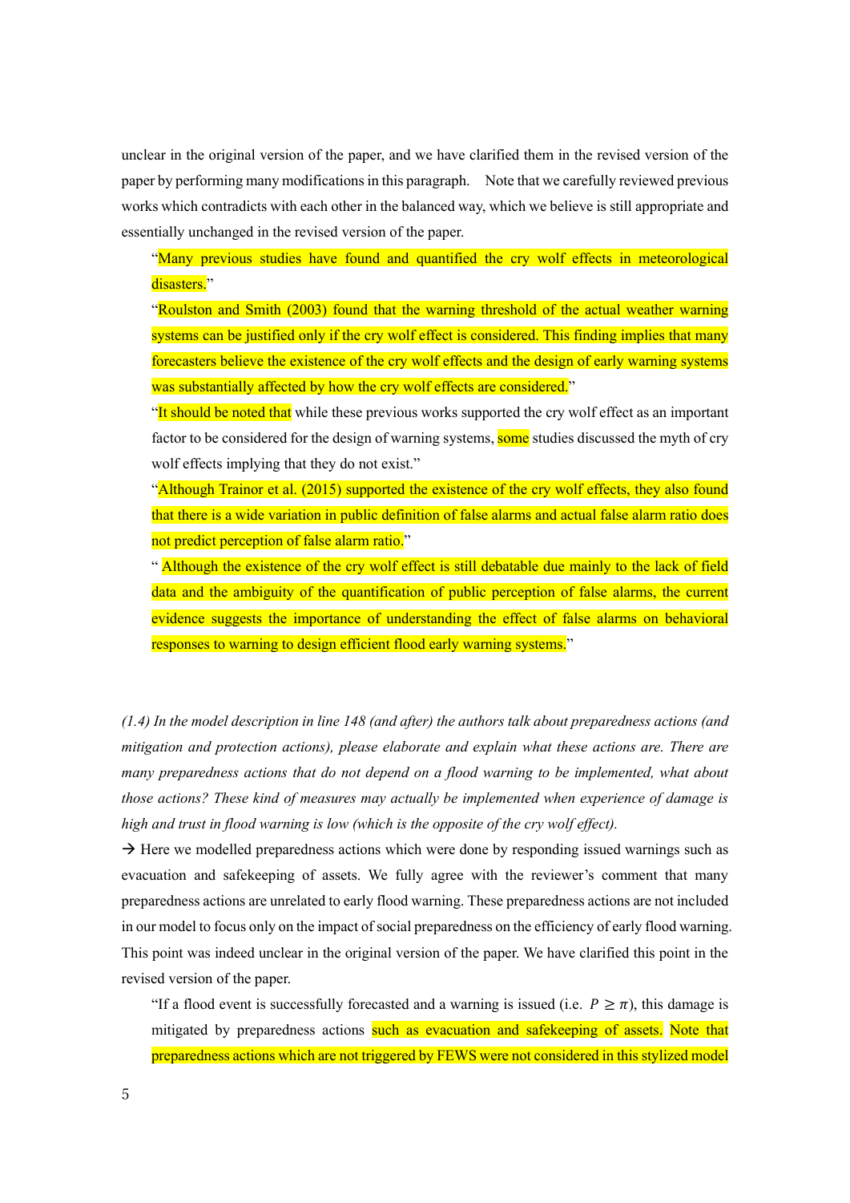unclear in the original version of the paper, and we have clarified them in the revised version of the paper by performing many modifications in this paragraph.  Note that we carefully reviewed previous works which contradicts with each other in the balanced way, which we believe is still appropriate and essentially unchanged in the revised version of the paper.

> "Many previous studies have found and quantified the cry wolf effects in meteorological disasters."
>
> "Roulston and Smith (2003) found that the warning threshold of the actual weather warning systems can be justified only if the cry wolf effect is considered. This finding implies that many forecasters believe the existence of the cry wolf effects and the design of early warning systems was substantially affected by how the cry wolf effects are considered."
>
> "It should be noted that while these previous works supported the cry wolf effect as an important factor to be considered for the design of warning systems, some studies discussed the myth of cry wolf effects implying that they do not exist."
>
> "Although Trainor et al. (2015) supported the existence of the cry wolf effects, they also found that there is a wide variation in public definition of false alarms and actual false alarm ratio does not predict perception of false alarm ratio."
>
> " Although the existence of the cry wolf effect is still debatable due mainly to the lack of field data and the ambiguity of the quantification of public perception of false alarms, the current evidence suggests the importance of understanding the effect of false alarms on behavioral responses to warning to design efficient flood early warning systems."

*(1.4) In the model description in line 148 (and after) the authors talk about preparedness actions (and mitigation and protection actions), please elaborate and explain what these actions are. There are many preparedness actions that do not depend on a flood warning to be implemented, what about those actions? These kind of measures may actually be implemented when experience of damage is high and trust in flood warning is low (which is the opposite of the cry wolf effect).*

→ Here we modelled preparedness actions which were done by responding issued warnings such as evacuation and safekeeping of assets. We fully agree with the reviewer's comment that many preparedness actions are unrelated to early flood warning. These preparedness actions are not included in our model to focus only on the impact of social preparedness on the efficiency of early flood warning. This point was indeed unclear in the original version of the paper. We have clarified this point in the revised version of the paper.

> "If a flood event is successfully forecasted and a warning is issued (i.e. $P \geq \pi$), this damage is mitigated by preparedness actions such as evacuation and safekeeping of assets. Note that preparedness actions which are not triggered by FEWS were not considered in this stylized model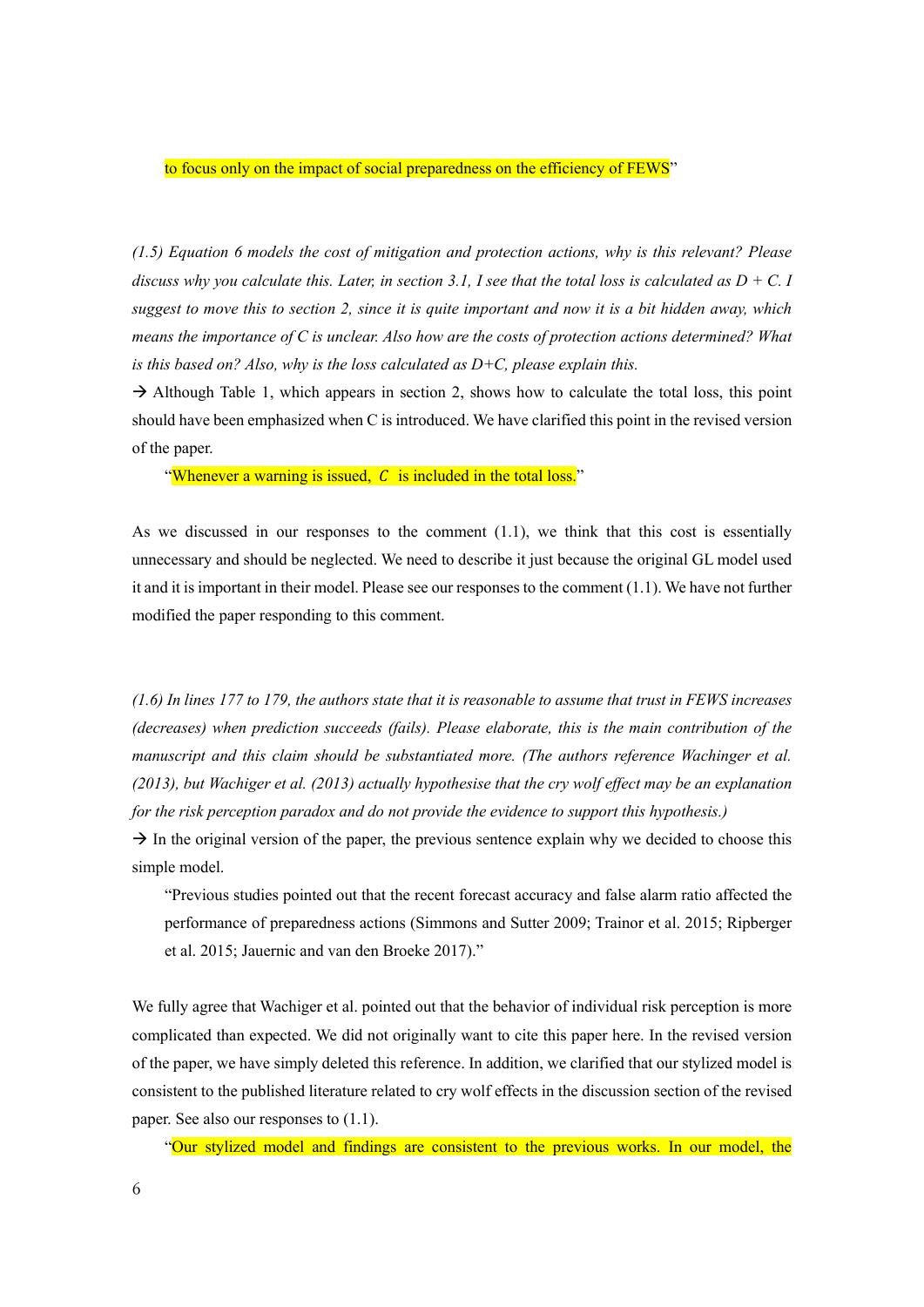to focus only on the impact of social preparedness on the efficiency of FEWS"

*(1.5) Equation 6 models the cost of mitigation and protection actions, why is this relevant? Please discuss why you calculate this. Later, in section 3.1, I see that the total loss is calculated as D + C. I suggest to move this to section 2, since it is quite important and now it is a bit hidden away, which means the importance of C is unclear. Also how are the costs of protection actions determined? What is this based on? Also, why is the loss calculated as D+C, please explain this.*

→ Although Table 1, which appears in section 2, shows how to calculate the total loss, this point should have been emphasized when C is introduced. We have clarified this point in the revised version of the paper.

"Whenever a warning is issued, $C$ is included in the total loss."

As we discussed in our responses to the comment (1.1), we think that this cost is essentially unnecessary and should be neglected. We need to describe it just because the original GL model used it and it is important in their model. Please see our responses to the comment (1.1). We have not further modified the paper responding to this comment.

*(1.6) In lines 177 to 179, the authors state that it is reasonable to assume that trust in FEWS increases (decreases) when prediction succeeds (fails). Please elaborate, this is the main contribution of the manuscript and this claim should be substantiated more. (The authors reference Wachinger et al. (2013), but Wachiger et al. (2013) actually hypothesise that the cry wolf effect may be an explanation for the risk perception paradox and do not provide the evidence to support this hypothesis.)*

→ In the original version of the paper, the previous sentence explain why we decided to choose this simple model.

"Previous studies pointed out that the recent forecast accuracy and false alarm ratio affected the performance of preparedness actions (Simmons and Sutter 2009; Trainor et al. 2015; Ripberger et al. 2015; Jauernic and van den Broeke 2017)."

We fully agree that Wachiger et al. pointed out that the behavior of individual risk perception is more complicated than expected. We did not originally want to cite this paper here. In the revised version of the paper, we have simply deleted this reference. In addition, we clarified that our stylized model is consistent to the published literature related to cry wolf effects in the discussion section of the revised paper. See also our responses to (1.1).

"Our stylized model and findings are consistent to the previous works. In our model, the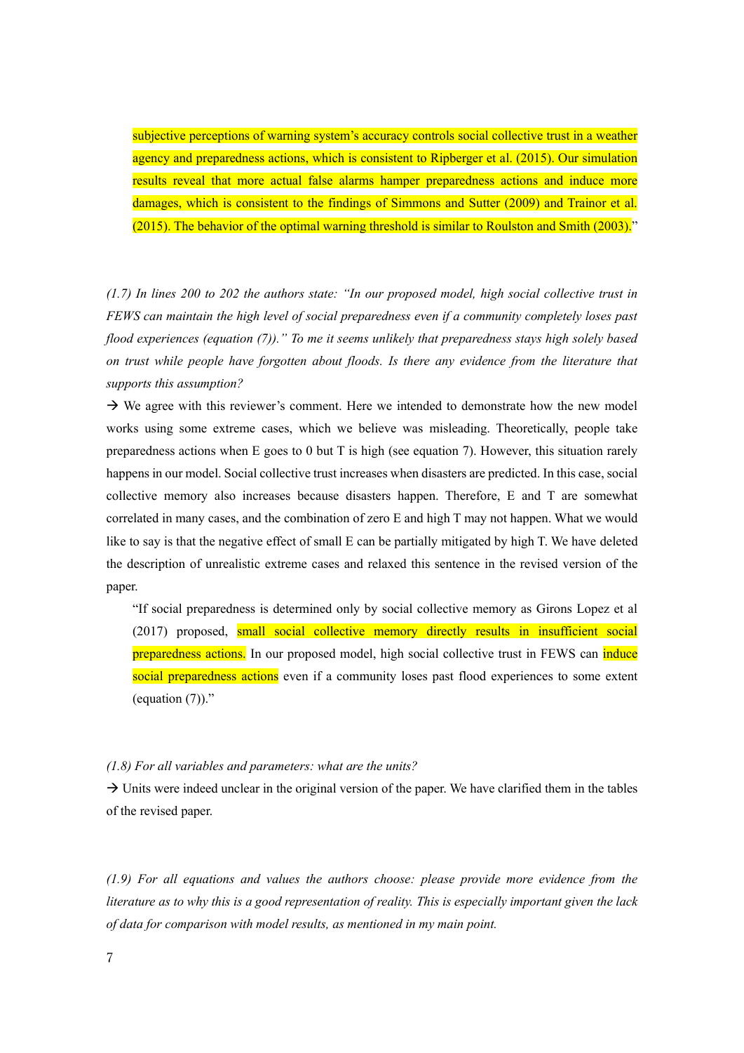subjective perceptions of warning system's accuracy controls social collective trust in a weather agency and preparedness actions, which is consistent to Ripberger et al. (2015). Our simulation results reveal that more actual false alarms hamper preparedness actions and induce more damages, which is consistent to the findings of Simmons and Sutter (2009) and Trainor et al. (2015). The behavior of the optimal warning threshold is similar to Roulston and Smith (2003)."

*(1.7) In lines 200 to 202 the authors state: "In our proposed model, high social collective trust in FEWS can maintain the high level of social preparedness even if a community completely loses past flood experiences (equation (7))." To me it seems unlikely that preparedness stays high solely based on trust while people have forgotten about floods. Is there any evidence from the literature that supports this assumption?*

→ We agree with this reviewer's comment. Here we intended to demonstrate how the new model works using some extreme cases, which we believe was misleading. Theoretically, people take preparedness actions when E goes to 0 but T is high (see equation 7). However, this situation rarely happens in our model. Social collective trust increases when disasters are predicted. In this case, social collective memory also increases because disasters happen. Therefore, E and T are somewhat correlated in many cases, and the combination of zero E and high T may not happen. What we would like to say is that the negative effect of small E can be partially mitigated by high T. We have deleted the description of unrealistic extreme cases and relaxed this sentence in the revised version of the paper.

> "If social preparedness is determined only by social collective memory as Girons Lopez et al (2017) proposed, small social collective memory directly results in insufficient social preparedness actions. In our proposed model, high social collective trust in FEWS can induce social preparedness actions even if a community loses past flood experiences to some extent (equation (7))."

*(1.8) For all variables and parameters: what are the units?*

→ Units were indeed unclear in the original version of the paper. We have clarified them in the tables of the revised paper.

*(1.9) For all equations and values the authors choose: please provide more evidence from the literature as to why this is a good representation of reality. This is especially important given the lack of data for comparison with model results, as mentioned in my main point.*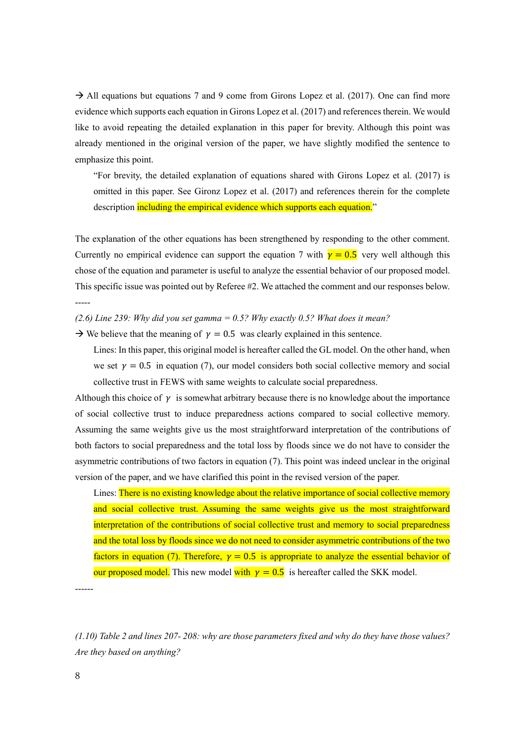→ All equations but equations 7 and 9 come from Girons Lopez et al. (2017). One can find more evidence which supports each equation in Girons Lopez et al. (2017) and references therein. We would like to avoid repeating the detailed explanation in this paper for brevity. Although this point was already mentioned in the original version of the paper, we have slightly modified the sentence to emphasize this point.

> "For brevity, the detailed explanation of equations shared with Girons Lopez et al. (2017) is omitted in this paper. See Gironz Lopez et al. (2017) and references therein for the complete description including the empirical evidence which supports each equation."

The explanation of the other equations has been strengthened by responding to the other comment. Currently no empirical evidence can support the equation 7 with $\gamma = 0.5$ very well although this chose of the equation and parameter is useful to analyze the essential behavior of our proposed model. This specific issue was pointed out by Referee #2. We attached the comment and our responses below.

-----

*(2.6) Line 239: Why did you set gamma = 0.5? Why exactly 0.5? What does it mean?*

→ We believe that the meaning of $\gamma = 0.5$ was clearly explained in this sentence.

> Lines: In this paper, this original model is hereafter called the GL model. On the other hand, when we set $\gamma = 0.5$ in equation (7), our model considers both social collective memory and social collective trust in FEWS with same weights to calculate social preparedness.

Although this choice of $\gamma$ is somewhat arbitrary because there is no knowledge about the importance of social collective trust to induce preparedness actions compared to social collective memory. Assuming the same weights give us the most straightforward interpretation of the contributions of both factors to social preparedness and the total loss by floods since we do not have to consider the asymmetric contributions of two factors in equation (7). This point was indeed unclear in the original version of the paper, and we have clarified this point in the revised version of the paper.

> Lines: There is no existing knowledge about the relative importance of social collective memory and social collective trust. Assuming the same weights give us the most straightforward interpretation of the contributions of social collective trust and memory to social preparedness and the total loss by floods since we do not need to consider asymmetric contributions of the two factors in equation (7). Therefore, $\gamma = 0.5$ is appropriate to analyze the essential behavior of our proposed model. This new model with $\gamma = 0.5$ is hereafter called the SKK model.

------

*(1.10) Table 2 and lines 207- 208: why are those parameters fixed and why do they have those values? Are they based on anything?*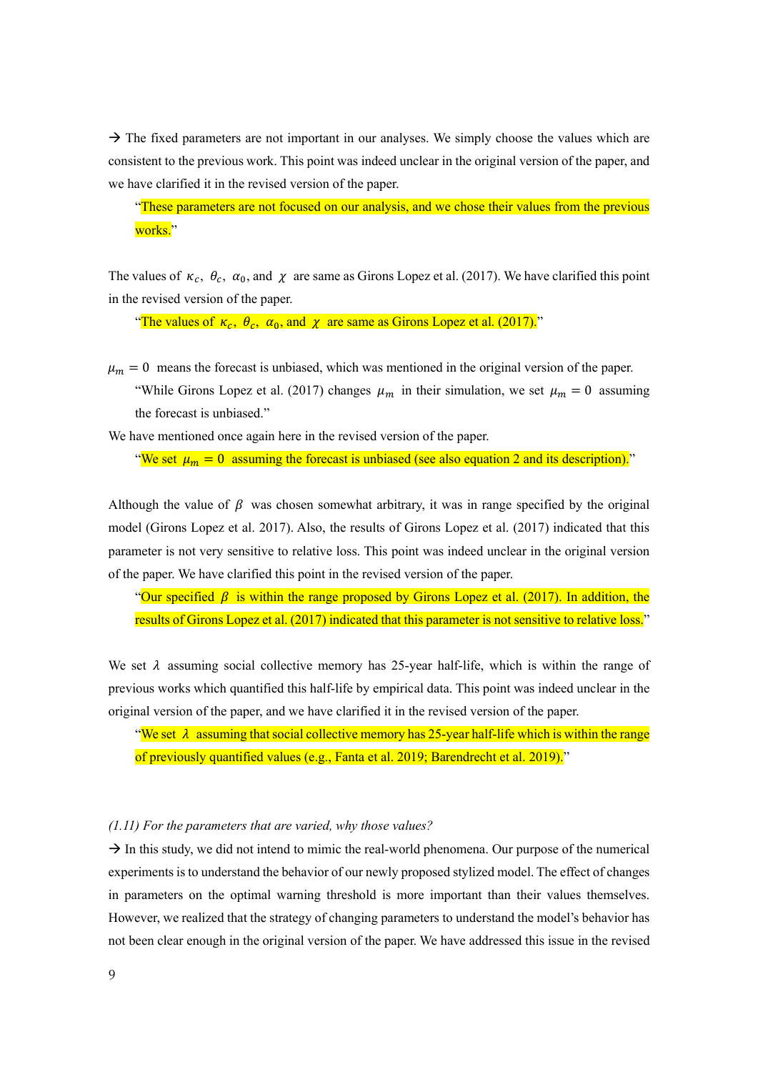→ The fixed parameters are not important in our analyses. We simply choose the values which are consistent to the previous work. This point was indeed unclear in the original version of the paper, and we have clarified it in the revised version of the paper.

> "These parameters are not focused on our analysis, and we chose their values from the previous works."

The values of $\kappa_c$, $\theta_c$, $\alpha_0$, and $\chi$ are same as Girons Lopez et al. (2017). We have clarified this point in the revised version of the paper.

> "The values of $\kappa_c$, $\theta_c$, $\alpha_0$, and $\chi$ are same as Girons Lopez et al. (2017)."

$\mu_m = 0$ means the forecast is unbiased, which was mentioned in the original version of the paper.

> "While Girons Lopez et al. (2017) changes $\mu_m$ in their simulation, we set $\mu_m = 0$ assuming the forecast is unbiased."

We have mentioned once again here in the revised version of the paper.

> "We set $\mu_m = 0$ assuming the forecast is unbiased (see also equation 2 and its description)."

Although the value of $\beta$ was chosen somewhat arbitrary, it was in range specified by the original model (Girons Lopez et al. 2017). Also, the results of Girons Lopez et al. (2017) indicated that this parameter is not very sensitive to relative loss. This point was indeed unclear in the original version of the paper. We have clarified this point in the revised version of the paper.

> "Our specified $\beta$ is within the range proposed by Girons Lopez et al. (2017). In addition, the results of Girons Lopez et al. (2017) indicated that this parameter is not sensitive to relative loss."

We set $\lambda$ assuming social collective memory has 25-year half-life, which is within the range of previous works which quantified this half-life by empirical data. This point was indeed unclear in the original version of the paper, and we have clarified it in the revised version of the paper.

> "We set $\lambda$ assuming that social collective memory has 25-year half-life which is within the range of previously quantified values (e.g., Fanta et al. 2019; Barendrecht et al. 2019)."

*(1.11) For the parameters that are varied, why those values?*

→ In this study, we did not intend to mimic the real-world phenomena. Our purpose of the numerical experiments is to understand the behavior of our newly proposed stylized model. The effect of changes in parameters on the optimal warning threshold is more important than their values themselves. However, we realized that the strategy of changing parameters to understand the model's behavior has not been clear enough in the original version of the paper. We have addressed this issue in the revised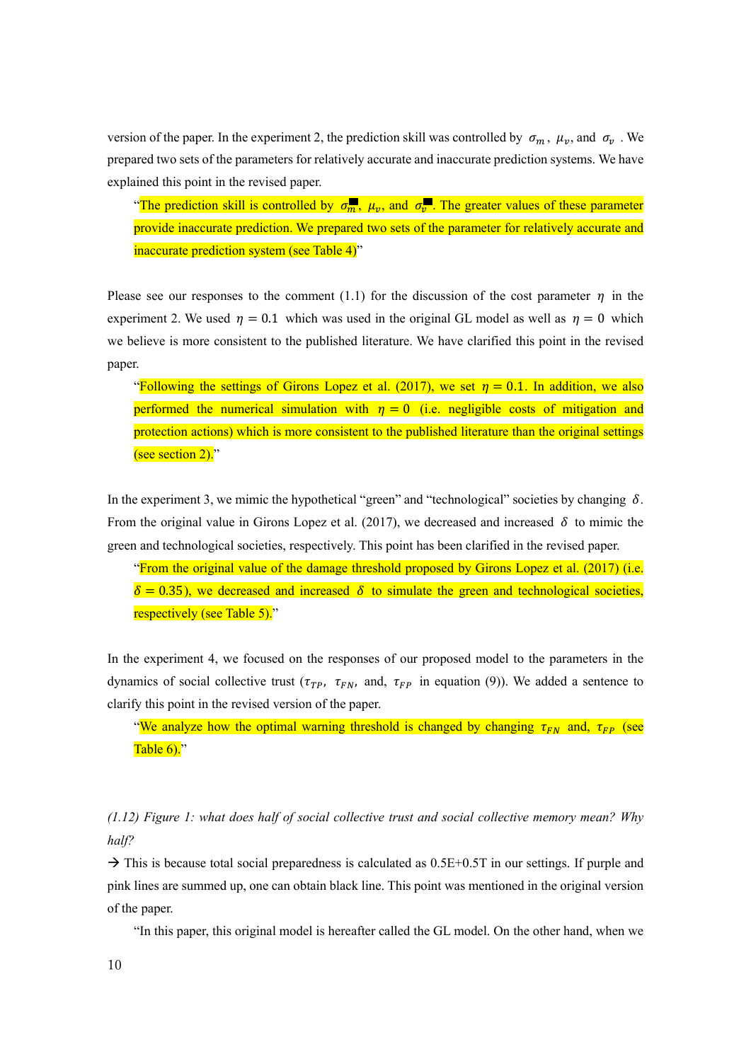version of the paper. In the experiment 2, the prediction skill was controlled by $\sigma_m$, $\mu_v$, and $\sigma_v$ . We prepared two sets of the parameters for relatively accurate and inaccurate prediction systems. We have explained this point in the revised paper.

> "The prediction skill is controlled by $\sigma_m$, $\mu_v$, and $\sigma_v$. The greater values of these parameter provide inaccurate prediction. We prepared two sets of the parameter for relatively accurate and inaccurate prediction system (see Table 4)"

Please see our responses to the comment (1.1) for the discussion of the cost parameter $\eta$ in the experiment 2. We used $\eta = 0.1$ which was used in the original GL model as well as $\eta = 0$ which we believe is more consistent to the published literature. We have clarified this point in the revised paper.

> "Following the settings of Girons Lopez et al. (2017), we set $\eta = 0.1$. In addition, we also performed the numerical simulation with $\eta = 0$ (i.e. negligible costs of mitigation and protection actions) which is more consistent to the published literature than the original settings (see section 2)."

In the experiment 3, we mimic the hypothetical "green" and "technological" societies by changing $\delta$. From the original value in Girons Lopez et al. (2017), we decreased and increased $\delta$ to mimic the green and technological societies, respectively. This point has been clarified in the revised paper.

> "From the original value of the damage threshold proposed by Girons Lopez et al. (2017) (i.e. $\delta = 0.35$), we decreased and increased $\delta$ to simulate the green and technological societies, respectively (see Table 5)."

In the experiment 4, we focused on the responses of our proposed model to the parameters in the dynamics of social collective trust ($\tau_{TP}$, $\tau_{FN}$, and, $\tau_{FP}$ in equation (9)). We added a sentence to clarify this point in the revised version of the paper.

> "We analyze how the optimal warning threshold is changed by changing $\tau_{FN}$ and, $\tau_{FP}$ (see Table 6)."

*(1.12) Figure 1: what does half of social collective trust and social collective memory mean? Why half?*

→ This is because total social preparedness is calculated as 0.5E+0.5T in our settings. If purple and pink lines are summed up, one can obtain black line. This point was mentioned in the original version of the paper.

> "In this paper, this original model is hereafter called the GL model. On the other hand, when we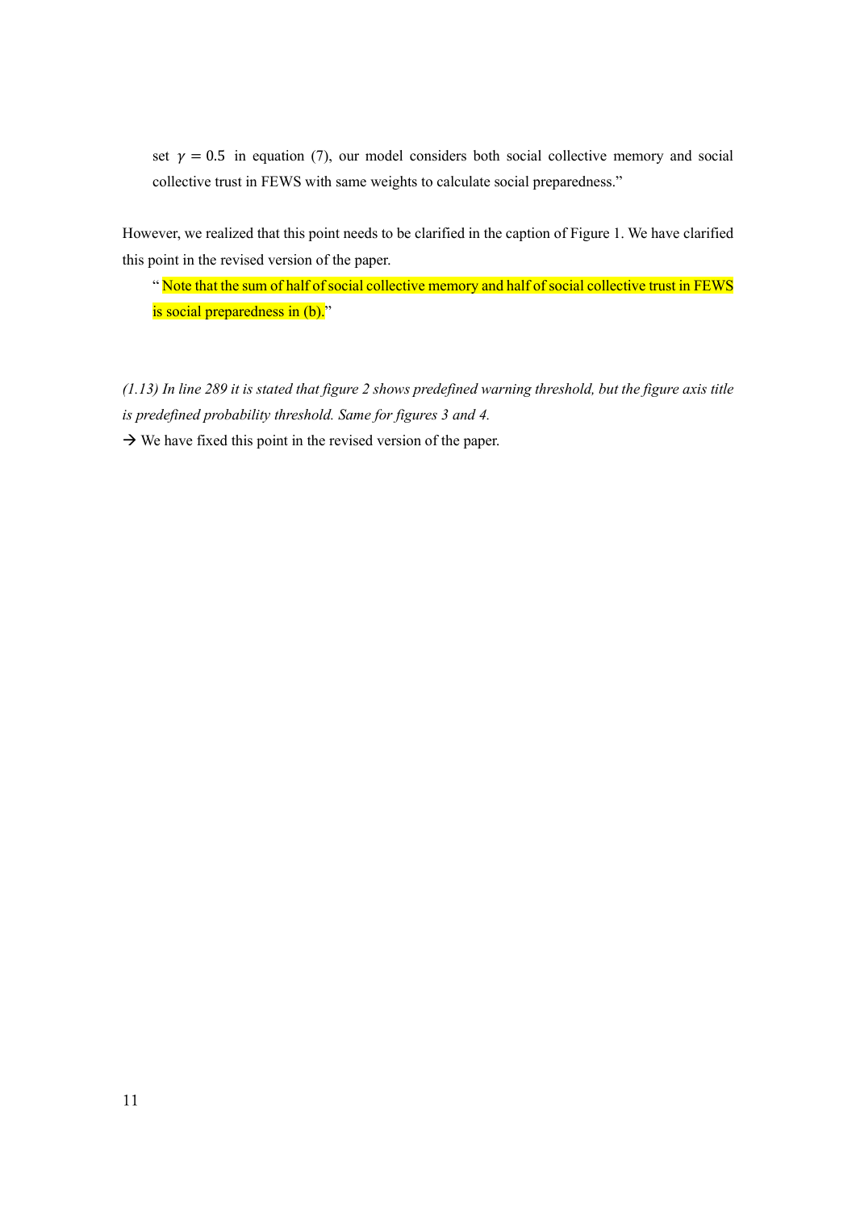set $\gamma = 0.5$ in equation (7), our model considers both social collective memory and social collective trust in FEWS with same weights to calculate social preparedness."

However, we realized that this point needs to be clarified in the caption of Figure 1. We have clarified this point in the revised version of the paper.

> " Note that the sum of half of social collective memory and half of social collective trust in FEWS is social preparedness in (b)."

*(1.13) In line 289 it is stated that figure 2 shows predefined warning threshold, but the figure axis title is predefined probability threshold. Same for figures 3 and 4.*

→ We have fixed this point in the revised version of the paper.